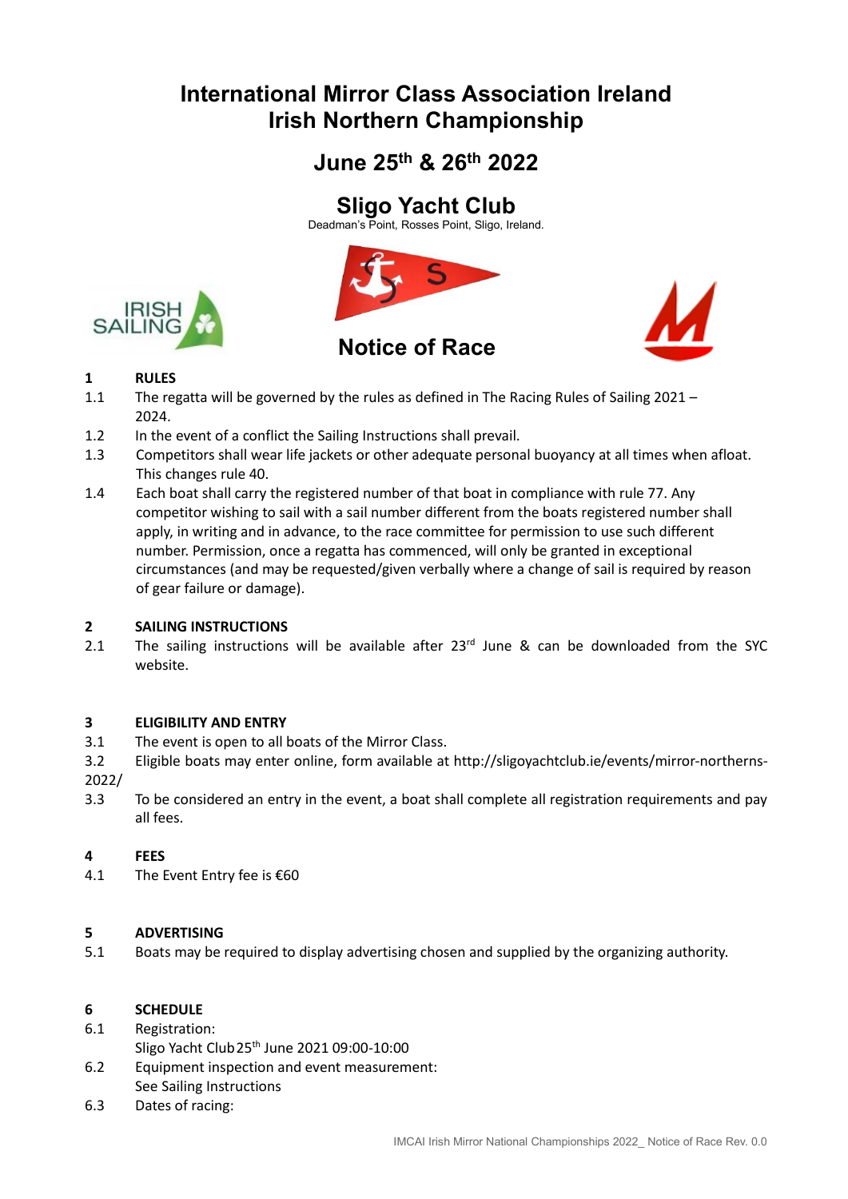# International Mirror Class Association Ireland
# Irish Northern Championship

## June 25th & 26th 2022

## Sligo Yacht Club

Deadman's Point, Rosses Point, Sligo, Ireland.

## Notice of Race

**1 RULES**

1.1 The regatta will be governed by the rules as defined in The Racing Rules of Sailing 2021 – 2024.

1.2 In the event of a conflict the Sailing Instructions shall prevail.

1.3 Competitors shall wear life jackets or other adequate personal buoyancy at all times when afloat. This changes rule 40.

1.4 Each boat shall carry the registered number of that boat in compliance with rule 77. Any competitor wishing to sail with a sail number different from the boats registered number shall apply, in writing and in advance, to the race committee for permission to use such different number. Permission, once a regatta has commenced, will only be granted in exceptional circumstances (and may be requested/given verbally where a change of sail is required by reason of gear failure or damage).

**2 SAILING INSTRUCTIONS**

2.1 The sailing instructions will be available after 23rd June & can be downloaded from the SYC website.

**3 ELIGIBILITY AND ENTRY**

3.1 The event is open to all boats of the Mirror Class.

3.2 Eligible boats may enter online, form available at http://sligoyachtclub.ie/events/mirror-northerns-2022/

3.3 To be considered an entry in the event, a boat shall complete all registration requirements and pay all fees.

**4 FEES**

4.1 The Event Entry fee is €60

**5 ADVERTISING**

5.1 Boats may be required to display advertising chosen and supplied by the organizing authority.

**6 SCHEDULE**

6.1 Registration:
Sligo Yacht Club 25th June 2021 09:00-10:00

6.2 Equipment inspection and event measurement:
See Sailing Instructions

6.3 Dates of racing: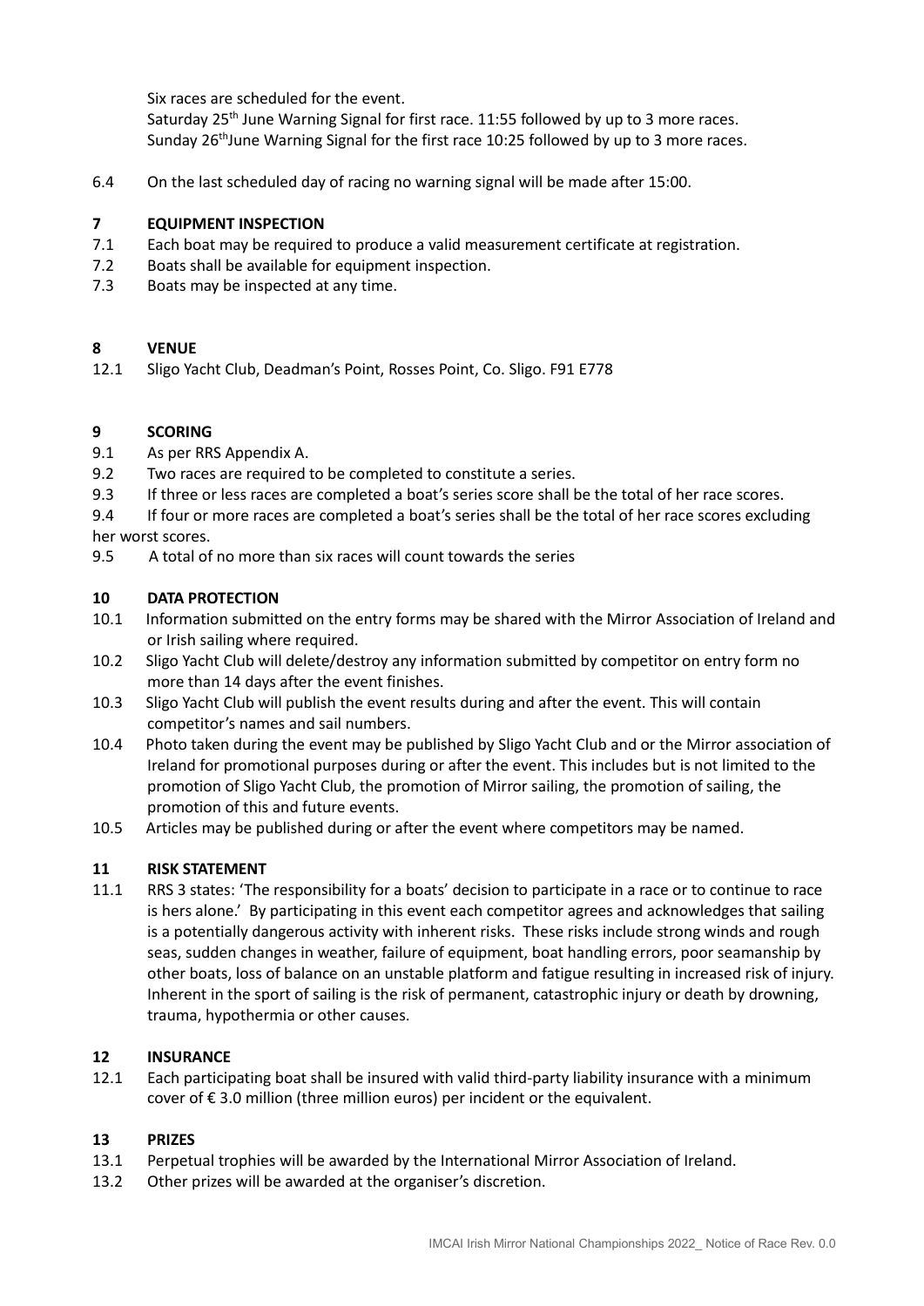Six races are scheduled for the event.
Saturday 25th June Warning Signal for first race. 11:55 followed by up to 3 more races.
Sunday 26thJune Warning Signal for the first race 10:25 followed by up to 3 more races.

6.4 On the last scheduled day of racing no warning signal will be made after 15:00.

## 7 EQUIPMENT INSPECTION

7.1 Each boat may be required to produce a valid measurement certificate at registration.
7.2 Boats shall be available for equipment inspection.
7.3 Boats may be inspected at any time.

## 8 VENUE

12.1 Sligo Yacht Club, Deadman's Point, Rosses Point, Co. Sligo. F91 E778

## 9 SCORING

9.1 As per RRS Appendix A.
9.2 Two races are required to be completed to constitute a series.
9.3 If three or less races are completed a boat's series score shall be the total of her race scores.
9.4 If four or more races are completed a boat's series shall be the total of her race scores excluding her worst scores.
9.5 A total of no more than six races will count towards the series

## 10 DATA PROTECTION

10.1 Information submitted on the entry forms may be shared with the Mirror Association of Ireland and or Irish sailing where required.
10.2 Sligo Yacht Club will delete/destroy any information submitted by competitor on entry form no more than 14 days after the event finishes.
10.3 Sligo Yacht Club will publish the event results during and after the event. This will contain competitor's names and sail numbers.
10.4 Photo taken during the event may be published by Sligo Yacht Club and or the Mirror association of Ireland for promotional purposes during or after the event. This includes but is not limited to the promotion of Sligo Yacht Club, the promotion of Mirror sailing, the promotion of sailing, the promotion of this and future events.
10.5 Articles may be published during or after the event where competitors may be named.

## 11 RISK STATEMENT

11.1 RRS 3 states: 'The responsibility for a boats' decision to participate in a race or to continue to race is hers alone.' By participating in this event each competitor agrees and acknowledges that sailing is a potentially dangerous activity with inherent risks. These risks include strong winds and rough seas, sudden changes in weather, failure of equipment, boat handling errors, poor seamanship by other boats, loss of balance on an unstable platform and fatigue resulting in increased risk of injury. Inherent in the sport of sailing is the risk of permanent, catastrophic injury or death by drowning, trauma, hypothermia or other causes.

## 12 INSURANCE

12.1 Each participating boat shall be insured with valid third-party liability insurance with a minimum cover of € 3.0 million (three million euros) per incident or the equivalent.

## 13 PRIZES

13.1 Perpetual trophies will be awarded by the International Mirror Association of Ireland.
13.2 Other prizes will be awarded at the organiser's discretion.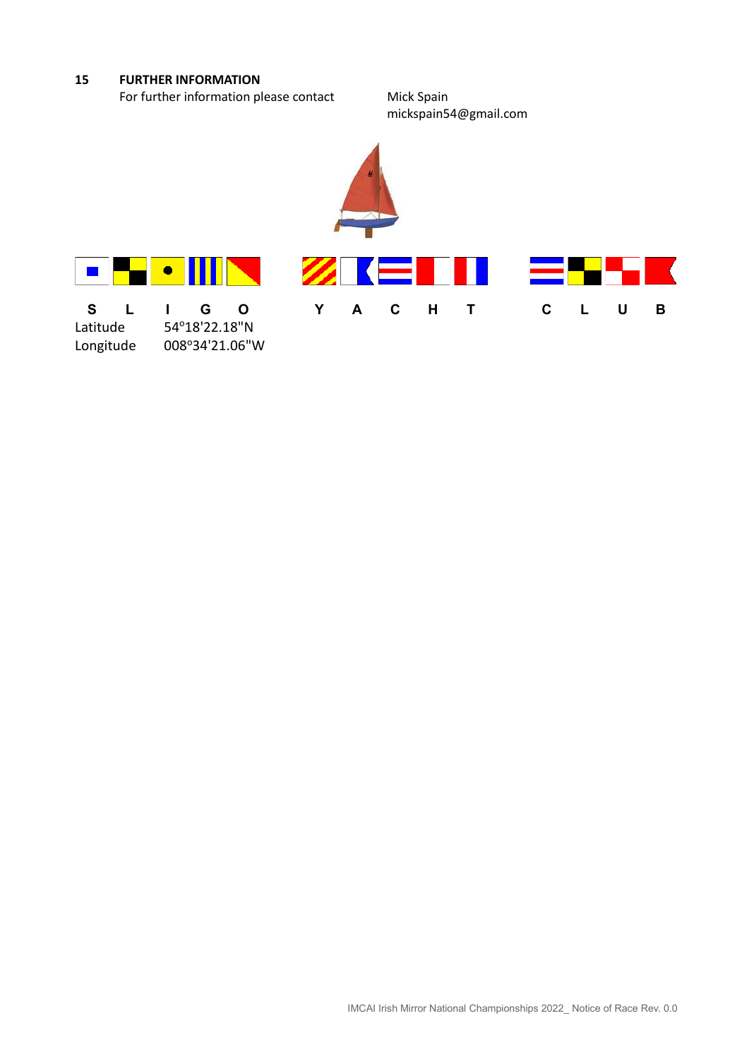**15 FURTHER INFORMATION**

For further information please contact Mick Spain  
mickspain54@gmail.com

S L I G O Y A C H T C L U B

Latitude 54°18'22.18"N  
Longitude 008°34'21.06"W